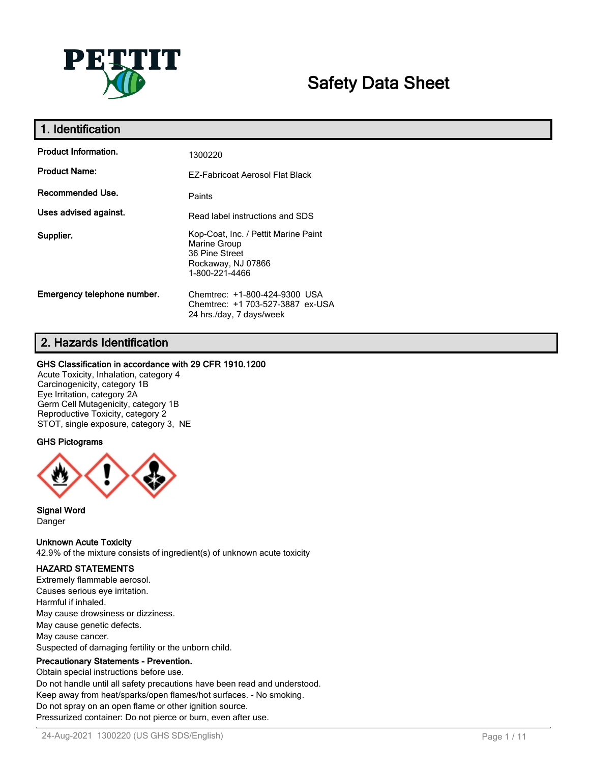# Safety Data Sheet

## 1. Identification

| | |
|---|---|
| **Product Information.** | 1300220 |
| **Product Name:** | EZ-Fabricoat Aerosol Flat Black |
| **Recommended Use.** | Paints |
| **Uses advised against.** | Read label instructions and SDS |
| **Supplier.** | Kop-Coat, Inc. / Pettit Marine Paint Marine Group 36 Pine Street Rockaway, NJ 07866 1-800-221-4466 |
| **Emergency telephone number.** | Chemtrec: +1-800-424-9300 USA Chemtrec: +1 703-527-3887 ex-USA 24 hrs./day, 7 days/week |

## 2. Hazards Identification

**GHS Classification in accordance with 29 CFR 1910.1200**

Acute Toxicity, Inhalation, category 4
Carcinogenicity, category 1B
Eye Irritation, category 2A
Germ Cell Mutagenicity, category 1B
Reproductive Toxicity, category 2
STOT, single exposure, category 3, NE

**GHS Pictograms**

**Signal Word**

Danger

**Unknown Acute Toxicity**

42.9% of the mixture consists of ingredient(s) of unknown acute toxicity

**HAZARD STATEMENTS**

Extremely flammable aerosol.
Causes serious eye irritation.
Harmful if inhaled.
May cause drowsiness or dizziness.
May cause genetic defects.
May cause cancer.
Suspected of damaging fertility or the unborn child.

**Precautionary Statements - Prevention.**

Obtain special instructions before use.
Do not handle until all safety precautions have been read and understood.
Keep away from heat/sparks/open flames/hot surfaces. - No smoking.
Do not spray on an open flame or other ignition source.
Pressurized container: Do not pierce or burn, even after use.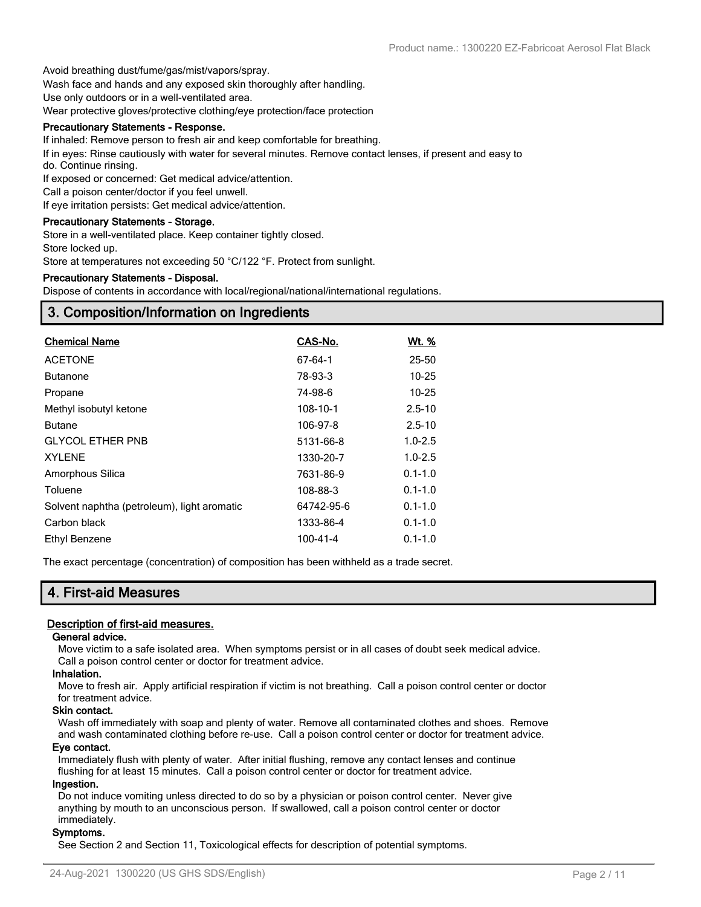Avoid breathing dust/fume/gas/mist/vapors/spray.
Wash face and hands and any exposed skin thoroughly after handling.
Use only outdoors or in a well-ventilated area.
Wear protective gloves/protective clothing/eye protection/face protection

**Precautionary Statements - Response.**

If inhaled: Remove person to fresh air and keep comfortable for breathing.
If in eyes: Rinse cautiously with water for several minutes. Remove contact lenses, if present and easy to do. Continue rinsing.
If exposed or concerned: Get medical advice/attention.
Call a poison center/doctor if you feel unwell.
If eye irritation persists: Get medical advice/attention.

**Precautionary Statements - Storage.**

Store in a well-ventilated place. Keep container tightly closed.
Store locked up.
Store at temperatures not exceeding 50 °C/122 °F. Protect from sunlight.

**Precautionary Statements - Disposal.**

Dispose of contents in accordance with local/regional/national/international regulations.

## 3. Composition/Information on Ingredients

| Chemical Name | CAS-No. | Wt. % |
|---|---|---|
| ACETONE | 67-64-1 | 25-50 |
| Butanone | 78-93-3 | 10-25 |
| Propane | 74-98-6 | 10-25 |
| Methyl isobutyl ketone | 108-10-1 | 2.5-10 |
| Butane | 106-97-8 | 2.5-10 |
| GLYCOL ETHER PNB | 5131-66-8 | 1.0-2.5 |
| XYLENE | 1330-20-7 | 1.0-2.5 |
| Amorphous Silica | 7631-86-9 | 0.1-1.0 |
| Toluene | 108-88-3 | 0.1-1.0 |
| Solvent naphtha (petroleum), light aromatic | 64742-95-6 | 0.1-1.0 |
| Carbon black | 1333-86-4 | 0.1-1.0 |
| Ethyl Benzene | 100-41-4 | 0.1-1.0 |

The exact percentage (concentration) of composition has been withheld as a trade secret.

## 4. First-aid Measures

### Description of first-aid measures.

**General advice.**

Move victim to a safe isolated area. When symptoms persist or in all cases of doubt seek medical advice. Call a poison control center or doctor for treatment advice.

**Inhalation.**

Move to fresh air. Apply artificial respiration if victim is not breathing. Call a poison control center or doctor for treatment advice.

**Skin contact.**

Wash off immediately with soap and plenty of water. Remove all contaminated clothes and shoes. Remove and wash contaminated clothing before re-use. Call a poison control center or doctor for treatment advice.

**Eye contact.**

Immediately flush with plenty of water. After initial flushing, remove any contact lenses and continue flushing for at least 15 minutes. Call a poison control center or doctor for treatment advice.

**Ingestion.**

Do not induce vomiting unless directed to do so by a physician or poison control center. Never give anything by mouth to an unconscious person. If swallowed, call a poison control center or doctor immediately.

**Symptoms.**

See Section 2 and Section 11, Toxicological effects for description of potential symptoms.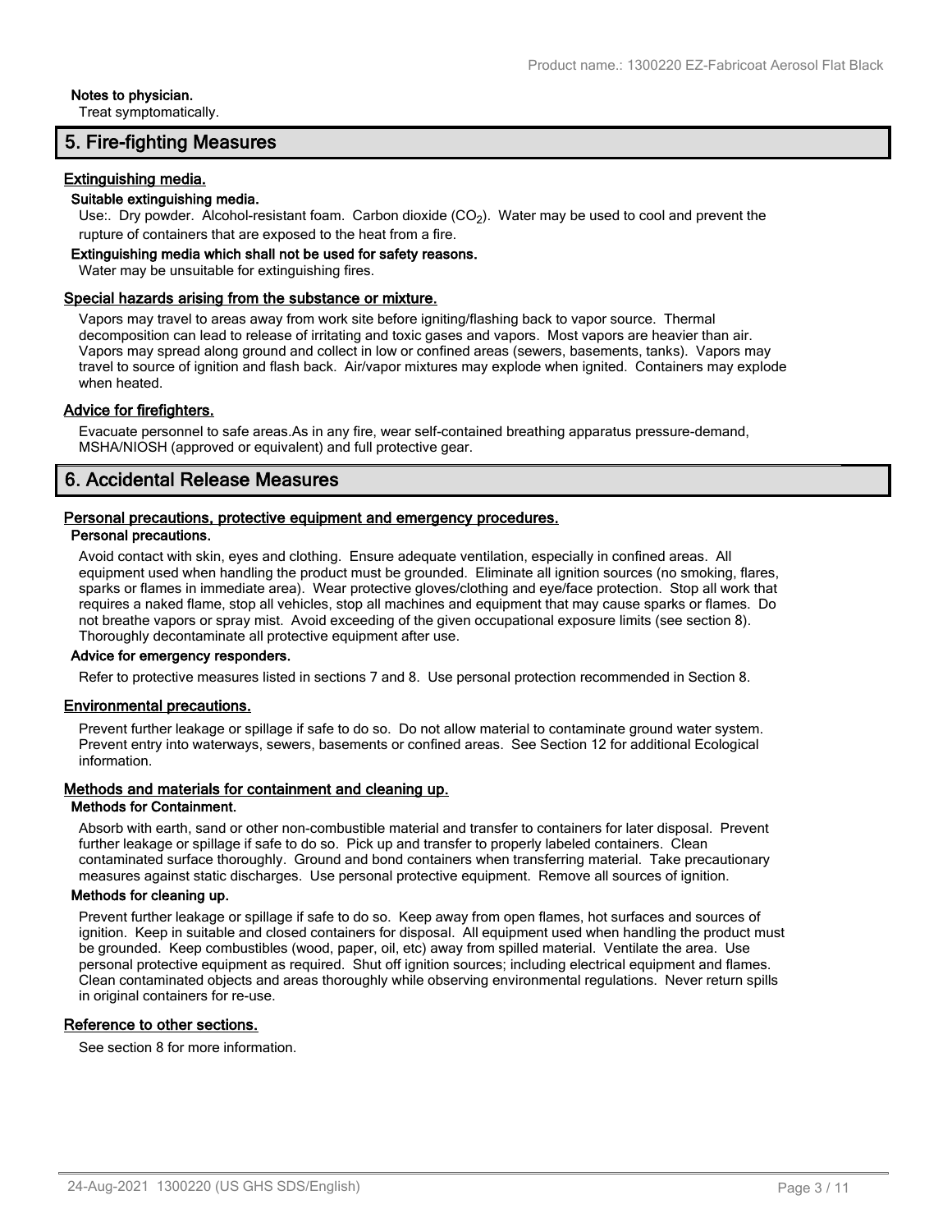**Notes to physician.**

Treat symptomatically.

## 5. Fire-fighting Measures

### Extinguishing media.

**Suitable extinguishing media.**

Use:. Dry powder. Alcohol-resistant foam. Carbon dioxide ($CO_2$). Water may be used to cool and prevent the rupture of containers that are exposed to the heat from a fire.

**Extinguishing media which shall not be used for safety reasons.**

Water may be unsuitable for extinguishing fires.

### Special hazards arising from the substance or mixture.

Vapors may travel to areas away from work site before igniting/flashing back to vapor source. Thermal decomposition can lead to release of irritating and toxic gases and vapors. Most vapors are heavier than air. Vapors may spread along ground and collect in low or confined areas (sewers, basements, tanks). Vapors may travel to source of ignition and flash back. Air/vapor mixtures may explode when ignited. Containers may explode when heated.

### Advice for firefighters.

Evacuate personnel to safe areas.As in any fire, wear self-contained breathing apparatus pressure-demand, MSHA/NIOSH (approved or equivalent) and full protective gear.

## 6. Accidental Release Measures

### Personal precautions, protective equipment and emergency procedures.

**Personal precautions.**

Avoid contact with skin, eyes and clothing. Ensure adequate ventilation, especially in confined areas. All equipment used when handling the product must be grounded. Eliminate all ignition sources (no smoking, flares, sparks or flames in immediate area). Wear protective gloves/clothing and eye/face protection. Stop all work that requires a naked flame, stop all vehicles, stop all machines and equipment that may cause sparks or flames. Do not breathe vapors or spray mist. Avoid exceeding of the given occupational exposure limits (see section 8). Thoroughly decontaminate all protective equipment after use.

**Advice for emergency responders.**

Refer to protective measures listed in sections 7 and 8. Use personal protection recommended in Section 8.

### Environmental precautions.

Prevent further leakage or spillage if safe to do so. Do not allow material to contaminate ground water system. Prevent entry into waterways, sewers, basements or confined areas. See Section 12 for additional Ecological information.

### Methods and materials for containment and cleaning up.

**Methods for Containment.**

Absorb with earth, sand or other non-combustible material and transfer to containers for later disposal. Prevent further leakage or spillage if safe to do so. Pick up and transfer to properly labeled containers. Clean contaminated surface thoroughly. Ground and bond containers when transferring material. Take precautionary measures against static discharges. Use personal protective equipment. Remove all sources of ignition.

**Methods for cleaning up.**

Prevent further leakage or spillage if safe to do so. Keep away from open flames, hot surfaces and sources of ignition. Keep in suitable and closed containers for disposal. All equipment used when handling the product must be grounded. Keep combustibles (wood, paper, oil, etc) away from spilled material. Ventilate the area. Use personal protective equipment as required. Shut off ignition sources; including electrical equipment and flames. Clean contaminated objects and areas thoroughly while observing environmental regulations. Never return spills in original containers for re-use.

### Reference to other sections.

See section 8 for more information.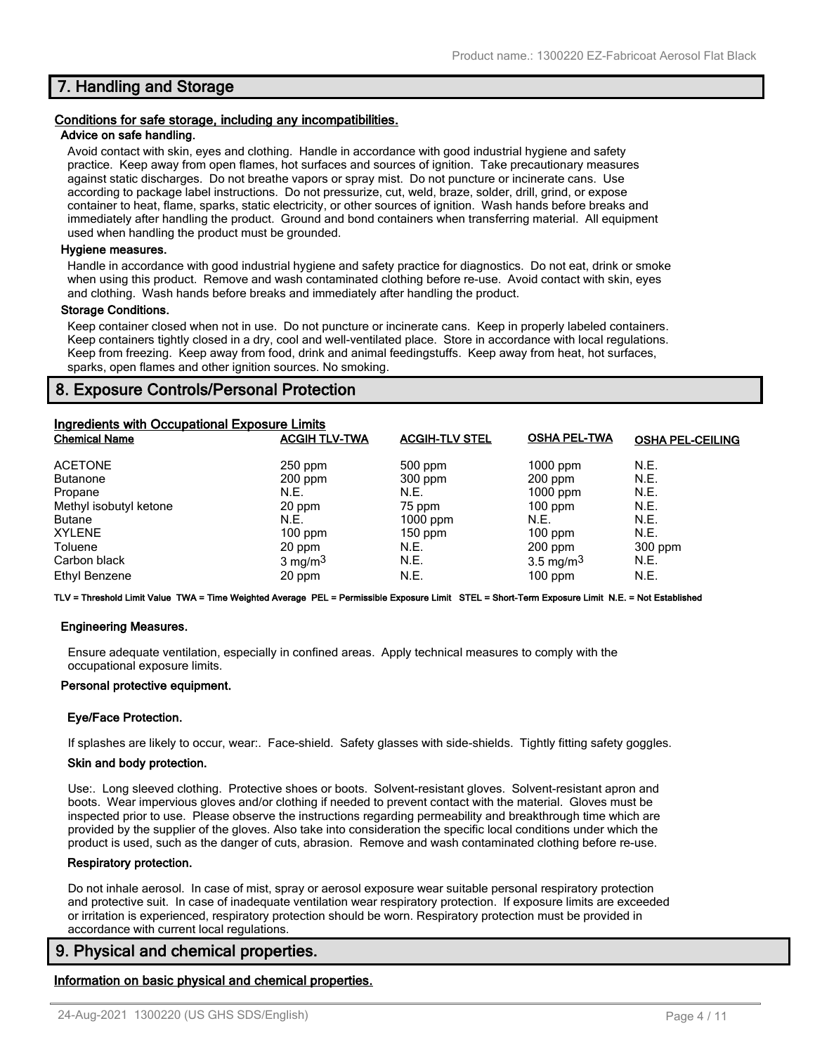## 7. Handling and Storage

### Conditions for safe storage, including any incompatibilities.

**Advice on safe handling.**

Avoid contact with skin, eyes and clothing. Handle in accordance with good industrial hygiene and safety practice. Keep away from open flames, hot surfaces and sources of ignition. Take precautionary measures against static discharges. Do not breathe vapors or spray mist. Do not puncture or incinerate cans. Use according to package label instructions. Do not pressurize, cut, weld, braze, solder, drill, grind, or expose container to heat, flame, sparks, static electricity, or other sources of ignition. Wash hands before breaks and immediately after handling the product. Ground and bond containers when transferring material. All equipment used when handling the product must be grounded.

**Hygiene measures.**

Handle in accordance with good industrial hygiene and safety practice for diagnostics. Do not eat, drink or smoke when using this product. Remove and wash contaminated clothing before re-use. Avoid contact with skin, eyes and clothing. Wash hands before breaks and immediately after handling the product.

**Storage Conditions.**

Keep container closed when not in use. Do not puncture or incinerate cans. Keep in properly labeled containers. Keep containers tightly closed in a dry, cool and well-ventilated place. Store in accordance with local regulations. Keep from freezing. Keep away from food, drink and animal feedingstuffs. Keep away from heat, hot surfaces, sparks, open flames and other ignition sources. No smoking.

## 8. Exposure Controls/Personal Protection

### Ingredients with Occupational Exposure Limits

| Chemical Name | ACGIH TLV-TWA | ACGIH-TLV STEL | OSHA PEL-TWA | OSHA PEL-CEILING |
|---|---|---|---|---|
| ACETONE | 250 ppm | 500 ppm | 1000 ppm | N.E. |
| Butanone | 200 ppm | 300 ppm | 200 ppm | N.E. |
| Propane | N.E. | N.E. | 1000 ppm | N.E. |
| Methyl isobutyl ketone | 20 ppm | 75 ppm | 100 ppm | N.E. |
| Butane | N.E. | 1000 ppm | N.E. | N.E. |
| XYLENE | 100 ppm | 150 ppm | 100 ppm | N.E. |
| Toluene | 20 ppm | N.E. | 200 ppm | 300 ppm |
| Carbon black | 3 mg/m$^3$ | N.E. | 3.5 mg/m$^3$ | N.E. |
| Ethyl Benzene | 20 ppm | N.E. | 100 ppm | N.E. |

**TLV = Threshold Limit Value TWA = Time Weighted Average PEL = Permissible Exposure Limit STEL = Short-Term Exposure Limit N.E. = Not Established**

**Engineering Measures.**

Ensure adequate ventilation, especially in confined areas. Apply technical measures to comply with the occupational exposure limits.

**Personal protective equipment.**

**Eye/Face Protection.**

If splashes are likely to occur, wear:. Face-shield. Safety glasses with side-shields. Tightly fitting safety goggles.

**Skin and body protection.**

Use:. Long sleeved clothing. Protective shoes or boots. Solvent-resistant gloves. Solvent-resistant apron and boots. Wear impervious gloves and/or clothing if needed to prevent contact with the material. Gloves must be inspected prior to use. Please observe the instructions regarding permeability and breakthrough time which are provided by the supplier of the gloves. Also take into consideration the specific local conditions under which the product is used, such as the danger of cuts, abrasion. Remove and wash contaminated clothing before re-use.

**Respiratory protection.**

Do not inhale aerosol. In case of mist, spray or aerosol exposure wear suitable personal respiratory protection and protective suit. In case of inadequate ventilation wear respiratory protection. If exposure limits are exceeded or irritation is experienced, respiratory protection should be worn. Respiratory protection must be provided in accordance with current local regulations.

## 9. Physical and chemical properties.

### Information on basic physical and chemical properties.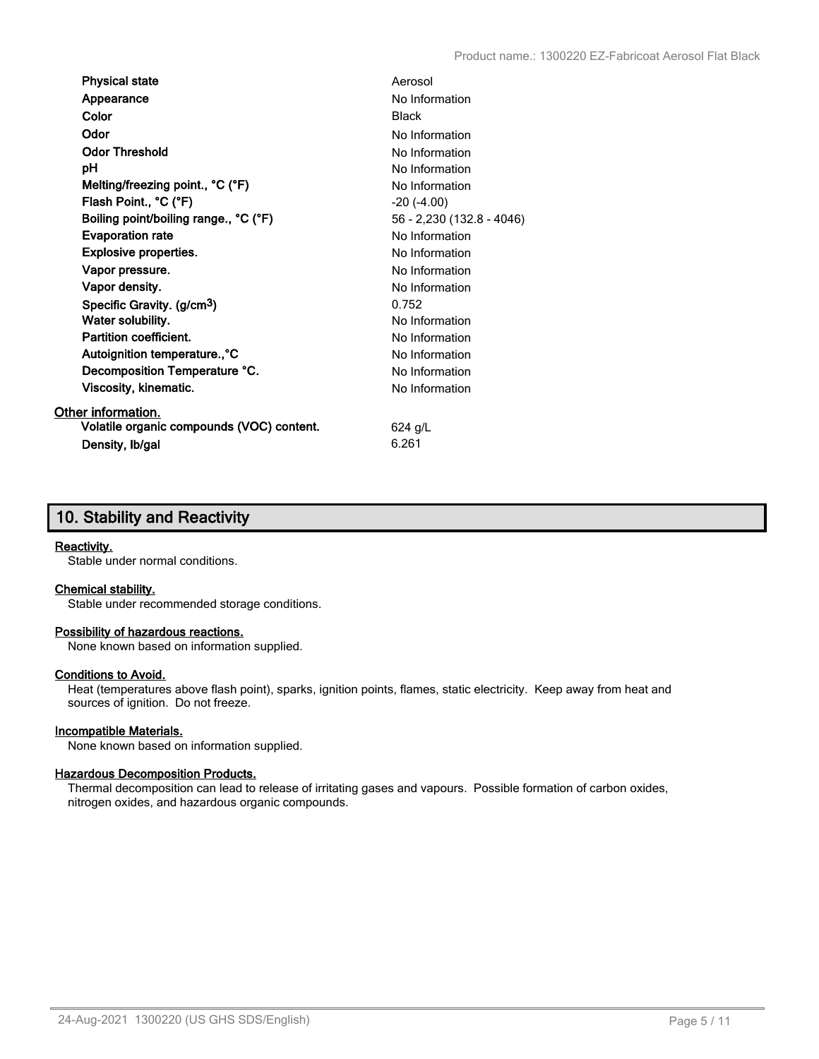| Property | Value |
|---|---|
| **Physical state** | Aerosol |
| **Appearance** | No Information |
| **Color** | Black |
| **Odor** | No Information |
| **Odor Threshold** | No Information |
| **pH** | No Information |
| **Melting/freezing point., °C (°F)** | No Information |
| **Flash Point., °C (°F)** | -20 (-4.00) |
| **Boiling point/boiling range., °C (°F)** | 56 - 2,230 (132.8 - 4046) |
| **Evaporation rate** | No Information |
| **Explosive properties.** | No Information |
| **Vapor pressure.** | No Information |
| **Vapor density.** | No Information |
| **Specific Gravity. (g/cm$^3$)** | 0.752 |
| **Water solubility.** | No Information |
| **Partition coefficient.** | No Information |
| **Autoignition temperature., °C** | No Information |
| **Decomposition Temperature °C.** | No Information |
| **Viscosity, kinematic.** | No Information |

**Other information.**

| Property | Value |
|---|---|
| **Volatile organic compounds (VOC) content.** | 624 g/L |
| **Density, lb/gal** | 6.261 |

## 10. Stability and Reactivity

**Reactivity.**

Stable under normal conditions.

**Chemical stability.**

Stable under recommended storage conditions.

**Possibility of hazardous reactions.**

None known based on information supplied.

**Conditions to Avoid.**

Heat (temperatures above flash point), sparks, ignition points, flames, static electricity. Keep away from heat and sources of ignition. Do not freeze.

**Incompatible Materials.**

None known based on information supplied.

**Hazardous Decomposition Products.**

Thermal decomposition can lead to release of irritating gases and vapours. Possible formation of carbon oxides, nitrogen oxides, and hazardous organic compounds.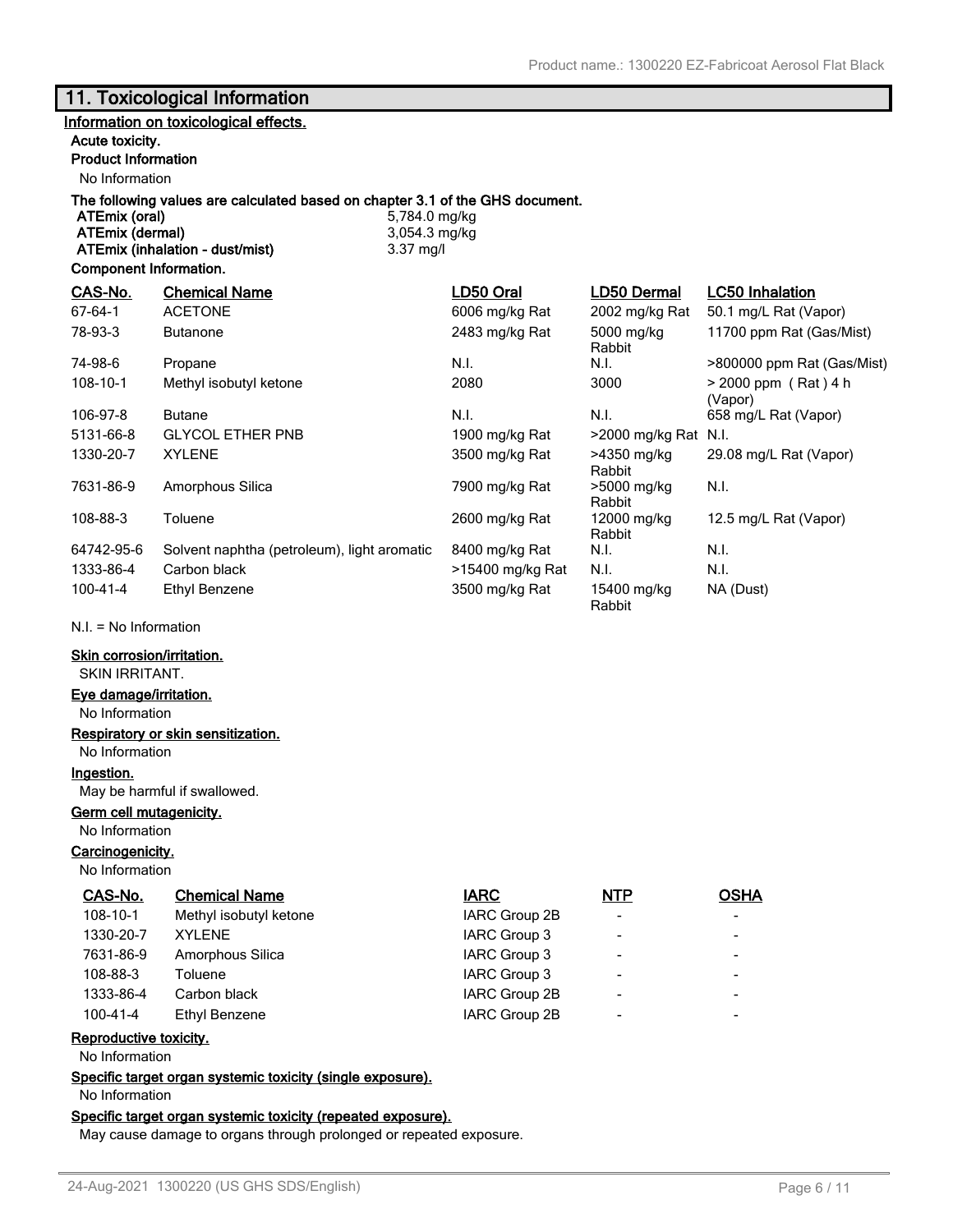# 11. Toxicological Information

**Information on toxicological effects.**

**Acute toxicity.**

**Product Information**

No Information

**The following values are calculated based on chapter 3.1 of the GHS document.**

| | |
|---|---|
| **ATEmix (oral)** | 5,784.0 mg/kg |
| **ATEmix (dermal)** | 3,054.3 mg/kg |
| **ATEmix (inhalation - dust/mist)** | 3.37 mg/l |

**Component Information.**

| CAS-No. | Chemical Name | LD50 Oral | LD50 Dermal | LC50 Inhalation |
|---|---|---|---|---|
| 67-64-1 | ACETONE | 6006 mg/kg Rat | 2002 mg/kg Rat | 50.1 mg/L Rat (Vapor) |
| 78-93-3 | Butanone | 2483 mg/kg Rat | 5000 mg/kg Rabbit | 11700 ppm Rat (Gas/Mist) |
| 74-98-6 | Propane | N.I. | N.I. | >800000 ppm Rat (Gas/Mist) |
| 108-10-1 | Methyl isobutyl ketone | 2080 | 3000 | > 2000 ppm ( Rat ) 4 h (Vapor) |
| 106-97-8 | Butane | N.I. | N.I. | 658 mg/L Rat (Vapor) |
| 5131-66-8 | GLYCOL ETHER PNB | 1900 mg/kg Rat | >2000 mg/kg Rat | N.I. |
| 1330-20-7 | XYLENE | 3500 mg/kg Rat | >4350 mg/kg Rabbit | 29.08 mg/L Rat (Vapor) |
| 7631-86-9 | Amorphous Silica | 7900 mg/kg Rat | >5000 mg/kg Rabbit | N.I. |
| 108-88-3 | Toluene | 2600 mg/kg Rat | 12000 mg/kg Rabbit | 12.5 mg/L Rat (Vapor) |
| 64742-95-6 | Solvent naphtha (petroleum), light aromatic | 8400 mg/kg Rat | N.I. | N.I. |
| 1333-86-4 | Carbon black | >15400 mg/kg Rat | N.I. | N.I. |
| 100-41-4 | Ethyl Benzene | 3500 mg/kg Rat | 15400 mg/kg Rabbit | NA (Dust) |

N.I. = No Information

**Skin corrosion/irritation.**

SKIN IRRITANT.

**Eye damage/irritation.**

No Information

**Respiratory or skin sensitization.**

No Information

**Ingestion.**

May be harmful if swallowed.

**Germ cell mutagenicity.**

No Information

**Carcinogenicity.**

No Information

| CAS-No. | Chemical Name | IARC | NTP | OSHA |
|---|---|---|---|---|
| 108-10-1 | Methyl isobutyl ketone | IARC Group 2B | - | - |
| 1330-20-7 | XYLENE | IARC Group 3 | - | - |
| 7631-86-9 | Amorphous Silica | IARC Group 3 | - | - |
| 108-88-3 | Toluene | IARC Group 3 | - | - |
| 1333-86-4 | Carbon black | IARC Group 2B | - | - |
| 100-41-4 | Ethyl Benzene | IARC Group 2B | - | - |

**Reproductive toxicity.**

No Information

**Specific target organ systemic toxicity (single exposure).**

No Information

**Specific target organ systemic toxicity (repeated exposure).**

May cause damage to organs through prolonged or repeated exposure.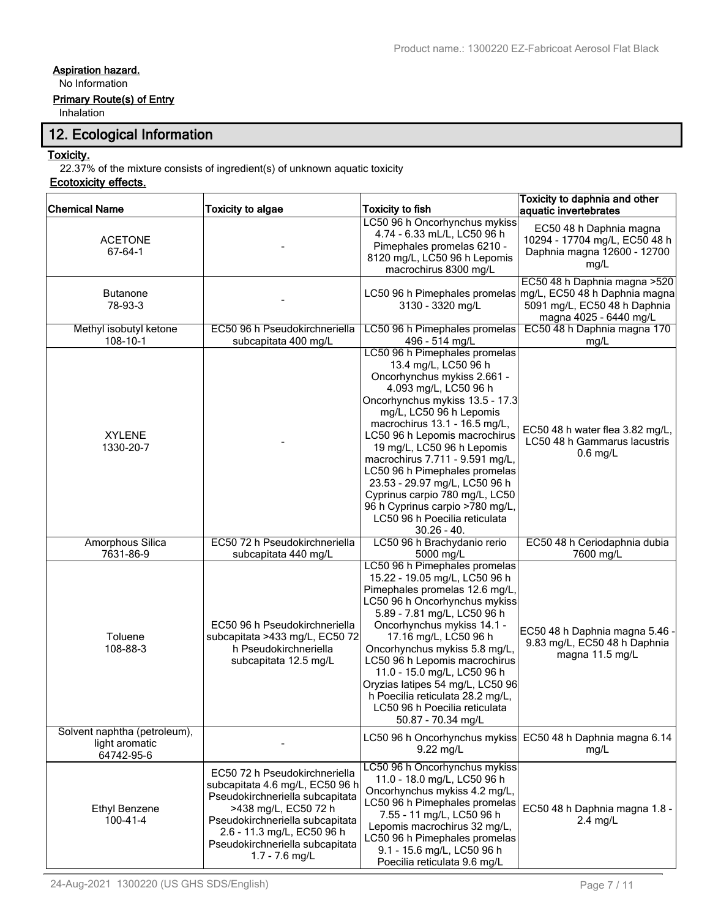**Aspiration hazard.**

No Information

**Primary Route(s) of Entry**

Inhalation

## 12. Ecological Information

**Toxicity.**

22.37% of the mixture consists of ingredient(s) of unknown aquatic toxicity

**Ecotoxicity effects.**

| Chemical Name | Toxicity to algae | Toxicity to fish | Toxicity to daphnia and other aquatic invertebrates |
|---|---|---|---|
| ACETONE 67-64-1 | - | LC50 96 h Oncorhynchus mykiss 4.74 - 6.33 mL/L, LC50 96 h Pimephales promelas 6210 - 8120 mg/L, LC50 96 h Lepomis macrochirus 8300 mg/L | EC50 48 h Daphnia magna 10294 - 17704 mg/L, EC50 48 h Daphnia magna 12600 - 12700 mg/L |
| Butanone 78-93-3 | - | LC50 96 h Pimephales promelas 3130 - 3320 mg/L | EC50 48 h Daphnia magna >520 mg/L, EC50 48 h Daphnia magna 5091 mg/L, EC50 48 h Daphnia magna 4025 - 6440 mg/L |
| Methyl isobutyl ketone 108-10-1 | EC50 96 h Pseudokirchneriella subcapitata 400 mg/L | LC50 96 h Pimephales promelas 496 - 514 mg/L | EC50 48 h Daphnia magna 170 mg/L |
| XYLENE 1330-20-7 | - | LC50 96 h Pimephales promelas 13.4 mg/L, LC50 96 h Oncorhynchus mykiss 2.661 - 4.093 mg/L, LC50 96 h Oncorhynchus mykiss 13.5 - 17.3 mg/L, LC50 96 h Lepomis macrochirus 13.1 - 16.5 mg/L, LC50 96 h Lepomis macrochirus 19 mg/L, LC50 96 h Lepomis macrochirus 7.711 - 9.591 mg/L, LC50 96 h Pimephales promelas 23.53 - 29.97 mg/L, LC50 96 h Cyprinus carpio 780 mg/L, LC50 96 h Cyprinus carpio >780 mg/L, LC50 96 h Poecilia reticulata 30.26 - 40. | EC50 48 h water flea 3.82 mg/L, LC50 48 h Gammarus lacustris 0.6 mg/L |
| Amorphous Silica 7631-86-9 | EC50 72 h Pseudokirchneriella subcapitata 440 mg/L | LC50 96 h Brachydanio rerio 5000 mg/L | EC50 48 h Ceriodaphnia dubia 7600 mg/L |
| Toluene 108-88-3 | EC50 96 h Pseudokirchneriella subcapitata >433 mg/L, EC50 72 h Pseudokirchneriella subcapitata 12.5 mg/L | LC50 96 h Pimephales promelas 15.22 - 19.05 mg/L, LC50 96 h Pimephales promelas 12.6 mg/L, LC50 96 h Oncorhynchus mykiss 5.89 - 7.81 mg/L, LC50 96 h Oncorhynchus mykiss 14.1 - 17.16 mg/L, LC50 96 h Oncorhynchus mykiss 5.8 mg/L, LC50 96 h Lepomis macrochirus 11.0 - 15.0 mg/L, LC50 96 h Oryzias latipes 54 mg/L, LC50 96 h Poecilia reticulata 28.2 mg/L, LC50 96 h Poecilia reticulata 50.87 - 70.34 mg/L | EC50 48 h Daphnia magna 5.46 - 9.83 mg/L, EC50 48 h Daphnia magna 11.5 mg/L |
| Solvent naphtha (petroleum), light aromatic 64742-95-6 | - | LC50 96 h Oncorhynchus mykiss 9.22 mg/L | EC50 48 h Daphnia magna 6.14 mg/L |
| Ethyl Benzene 100-41-4 | EC50 72 h Pseudokirchneriella subcapitata 4.6 mg/L, EC50 96 h Pseudokirchneriella subcapitata >438 mg/L, EC50 72 h Pseudokirchneriella subcapitata 2.6 - 11.3 mg/L, EC50 96 h Pseudokirchneriella subcapitata 1.7 - 7.6 mg/L | LC50 96 h Oncorhynchus mykiss 11.0 - 18.0 mg/L, LC50 96 h Oncorhynchus mykiss 4.2 mg/L, LC50 96 h Pimephales promelas 7.55 - 11 mg/L, LC50 96 h Lepomis macrochirus 32 mg/L, LC50 96 h Pimephales promelas 9.1 - 15.6 mg/L, LC50 96 h Poecilia reticulata 9.6 mg/L | EC50 48 h Daphnia magna 1.8 - 2.4 mg/L |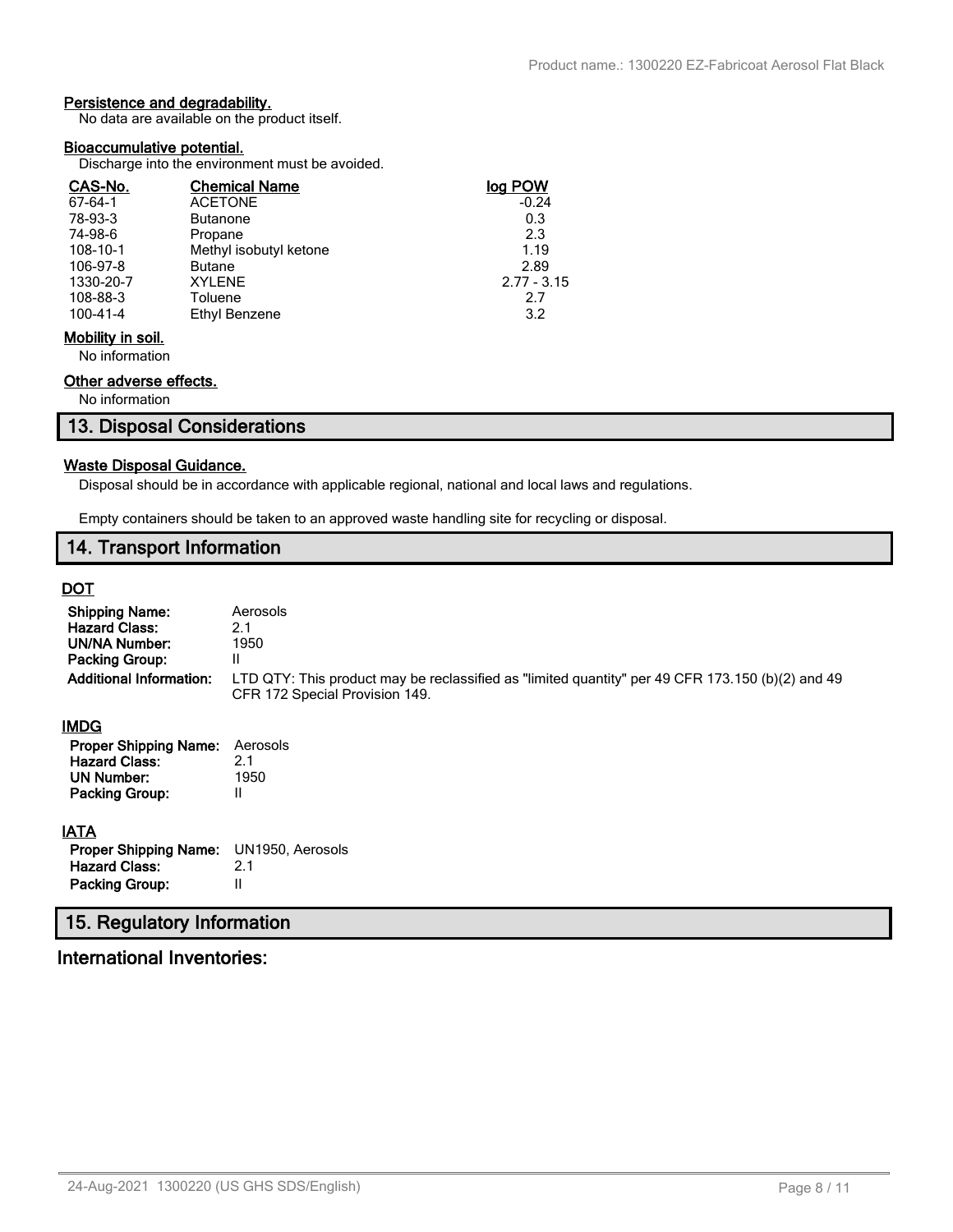### Persistence and degradability.

No data are available on the product itself.

### Bioaccumulative potential.

Discharge into the environment must be avoided.

| CAS-No. | Chemical Name | log POW |
|---|---|---|
| 67-64-1 | ACETONE | -0.24 |
| 78-93-3 | Butanone | 0.3 |
| 74-98-6 | Propane | 2.3 |
| 108-10-1 | Methyl isobutyl ketone | 1.19 |
| 106-97-8 | Butane | 2.89 |
| 1330-20-7 | XYLENE | 2.77 - 3.15 |
| 108-88-3 | Toluene | 2.7 |
| 100-41-4 | Ethyl Benzene | 3.2 |

### Mobility in soil.

No information

### Other adverse effects.

No information

## 13. Disposal Considerations

### Waste Disposal Guidance.

Disposal should be in accordance with applicable regional, national and local laws and regulations.

Empty containers should be taken to an approved waste handling site for recycling or disposal.

## 14. Transport Information

### DOT

**Shipping Name:** Aerosols
**Hazard Class:** 2.1
**UN/NA Number:** 1950
**Packing Group:** II
**Additional Information:** LTD QTY: This product may be reclassified as "limited quantity" per 49 CFR 173.150 (b)(2) and 49 CFR 172 Special Provision 149.

### IMDG

**Proper Shipping Name:** Aerosols
**Hazard Class:** 2.1
**UN Number:** 1950
**Packing Group:** II

### IATA

**Proper Shipping Name:** UN1950, Aerosols
**Hazard Class:** 2.1
**Packing Group:** II

## 15. Regulatory Information

### International Inventories: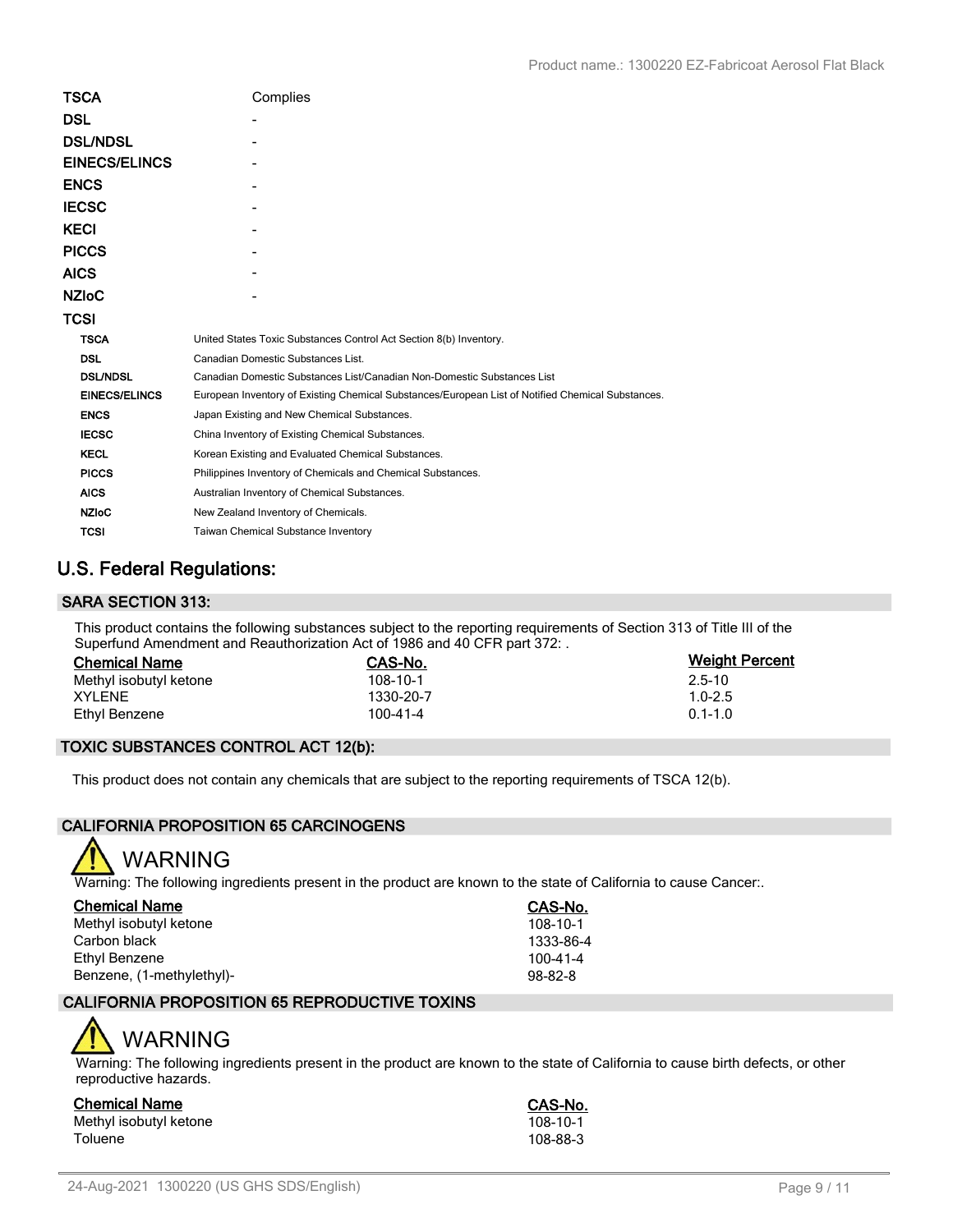| | |
|---|---|
| **TSCA** | Complies |
| **DSL** | - |
| **DSL/NDSL** | - |
| **EINECS/ELINCS** | - |
| **ENCS** | - |
| **IECSC** | - |
| **KECI** | - |
| **PICCS** | - |
| **AICS** | - |
| **NZIoC** | - |
| **TCSI** | |

| | |
|---|---|
| **TSCA** | United States Toxic Substances Control Act Section 8(b) Inventory. |
| **DSL** | Canadian Domestic Substances List. |
| **DSL/NDSL** | Canadian Domestic Substances List/Canadian Non-Domestic Substances List |
| **EINECS/ELINCS** | European Inventory of Existing Chemical Substances/European List of Notified Chemical Substances. |
| **ENCS** | Japan Existing and New Chemical Substances. |
| **IECSC** | China Inventory of Existing Chemical Substances. |
| **KECL** | Korean Existing and Evaluated Chemical Substances. |
| **PICCS** | Philippines Inventory of Chemicals and Chemical Substances. |
| **AICS** | Australian Inventory of Chemical Substances. |
| **NZIoC** | New Zealand Inventory of Chemicals. |
| **TCSI** | Taiwan Chemical Substance Inventory |

## U.S. Federal Regulations:

### SARA SECTION 313:

This product contains the following substances subject to the reporting requirements of Section 313 of Title III of the Superfund Amendment and Reauthorization Act of 1986 and 40 CFR part 372: .

| Chemical Name | CAS-No. | Weight Percent |
|---|---|---|
| Methyl isobutyl ketone | 108-10-1 | 2.5-10 |
| XYLENE | 1330-20-7 | 1.0-2.5 |
| Ethyl Benzene | 100-41-4 | 0.1-1.0 |

### TOXIC SUBSTANCES CONTROL ACT 12(b):

This product does not contain any chemicals that are subject to the reporting requirements of TSCA 12(b).

### CALIFORNIA PROPOSITION 65 CARCINOGENS

WARNING

Warning: The following ingredients present in the product are known to the state of California to cause Cancer:.

| Chemical Name | CAS-No. |
|---|---|
| Methyl isobutyl ketone | 108-10-1 |
| Carbon black | 1333-86-4 |
| Ethyl Benzene | 100-41-4 |
| Benzene, (1-methylethyl)- | 98-82-8 |

### CALIFORNIA PROPOSITION 65 REPRODUCTIVE TOXINS

WARNING

Warning: The following ingredients present in the product are known to the state of California to cause birth defects, or other reproductive hazards.

| Chemical Name | CAS-No. |
|---|---|
| Methyl isobutyl ketone | 108-10-1 |
| Toluene | 108-88-3 |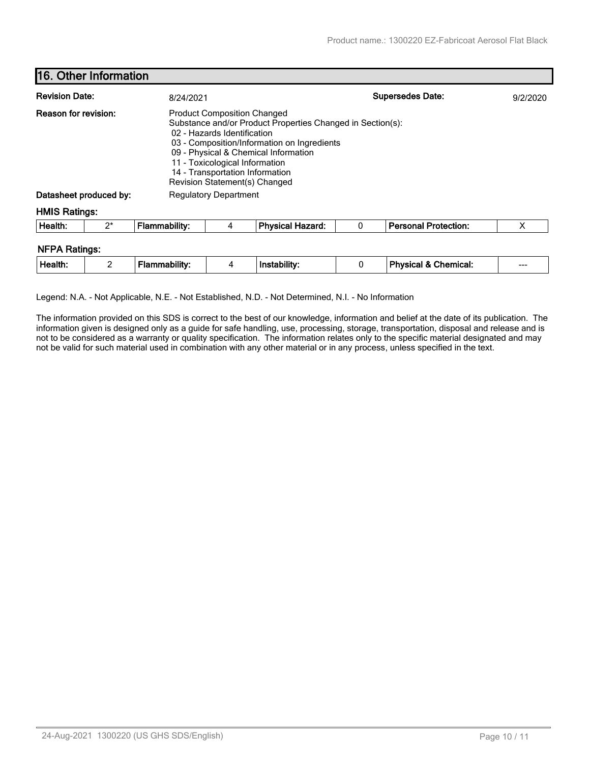## 16. Other Information

**Revision Date:** 8/24/2021 **Supersedes Date:** 9/2/2020

**Reason for revision:** Product Composition Changed
Substance and/or Product Properties Changed in Section(s):
02 - Hazards Identification
03 - Composition/Information on Ingredients
09 - Physical & Chemical Information
11 - Toxicological Information
14 - Transportation Information
Revision Statement(s) Changed

**Datasheet produced by:** Regulatory Department

**HMIS Ratings:**

| | | | | | | | |
|---|---|---|---|---|---|---|---|
| **Health:** | 2* | **Flammability:** | 4 | **Physical Hazard:** | 0 | **Personal Protection:** | X |

**NFPA Ratings:**

| | | | | | | | |
|---|---|---|---|---|---|---|---|
| **Health:** | 2 | **Flammability:** | 4 | **Instability:** | 0 | **Physical & Chemical:** | --- |

Legend: N.A. - Not Applicable, N.E. - Not Established, N.D. - Not Determined, N.I. - No Information

The information provided on this SDS is correct to the best of our knowledge, information and belief at the date of its publication. The information given is designed only as a guide for safe handling, use, processing, storage, transportation, disposal and release and is not to be considered as a warranty or quality specification. The information relates only to the specific material designated and may not be valid for such material used in combination with any other material or in any process, unless specified in the text.